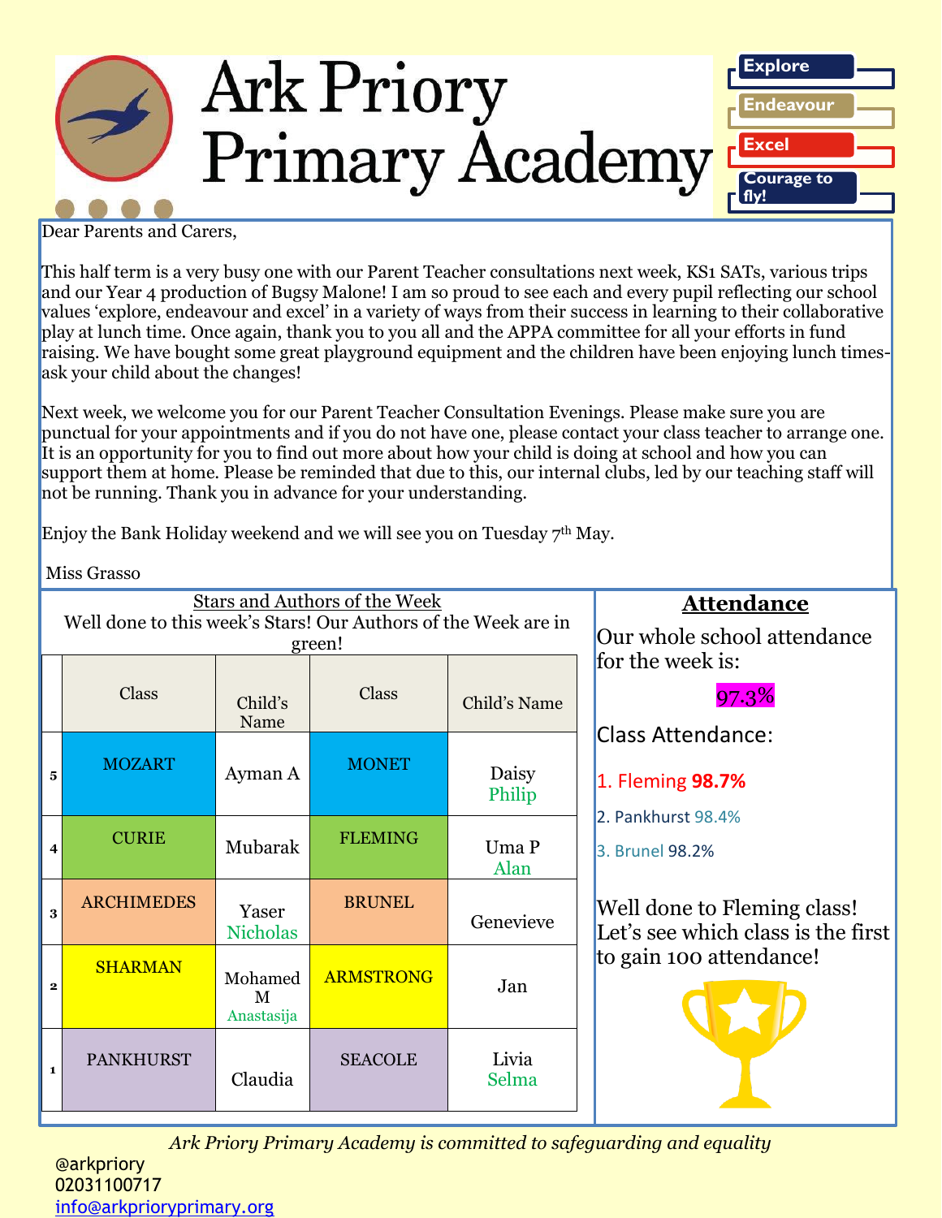# Ark Priory Primary Academy

Explore
Endeavour
Excel
Courage to fly!

Dear Parents and Carers,

This half term is a very busy one with our Parent Teacher consultations next week, KS1 SATs, various trips and our Year 4 production of Bugsy Malone! I am so proud to see each and every pupil reflecting our school values 'explore, endeavour and excel' in a variety of ways from their success in learning to their collaborative play at lunch time. Once again, thank you to you all and the APPA committee for all your efforts in fund raising. We have bought some great playground equipment and the children have been enjoying lunch times- ask your child about the changes!

Next week, we welcome you for our Parent Teacher Consultation Evenings. Please make sure you are punctual for your appointments and if you do not have one, please contact your class teacher to arrange one. It is an opportunity for you to find out more about how your child is doing at school and how you can support them at home. Please be reminded that due to this, our internal clubs, led by our teaching staff will not be running. Thank you in advance for your understanding.

Enjoy the Bank Holiday weekend and we will see you on Tuesday 7th May.

Miss Grasso

## Stars and Authors of the Week

Well done to this week's Stars! Our Authors of the Week are in green!

| | Class | Child's Name | Class | Child's Name |
|---|---|---|---|---|
| 5 | MOZART | Ayman A | MONET | Daisy<br>Philip |
| 4 | CURIE | Mubarak | FLEMING | Uma P<br>Alan |
| 3 | ARCHIMEDES | Yaser<br>Nicholas | BRUNEL | Genevieve |
| 2 | SHARMAN | Mohamed M<br>Anastasija | ARMSTRONG | Jan |
| 1 | PANKHURST | Claudia | SEACOLE | Livia<br>Selma |

## Attendance

Our whole school attendance for the week is:

**97.3%**

Class Attendance:

1. Fleming **98.7%**
2. Pankhurst 98.4%
3. Brunel 98.2%

Well done to Fleming class! Let's see which class is the first to gain 100 attendance!

*Ark Priory Primary Academy is committed to safeguarding and equality*

@arkpriory
02031100717
info@arkprioryprimary.org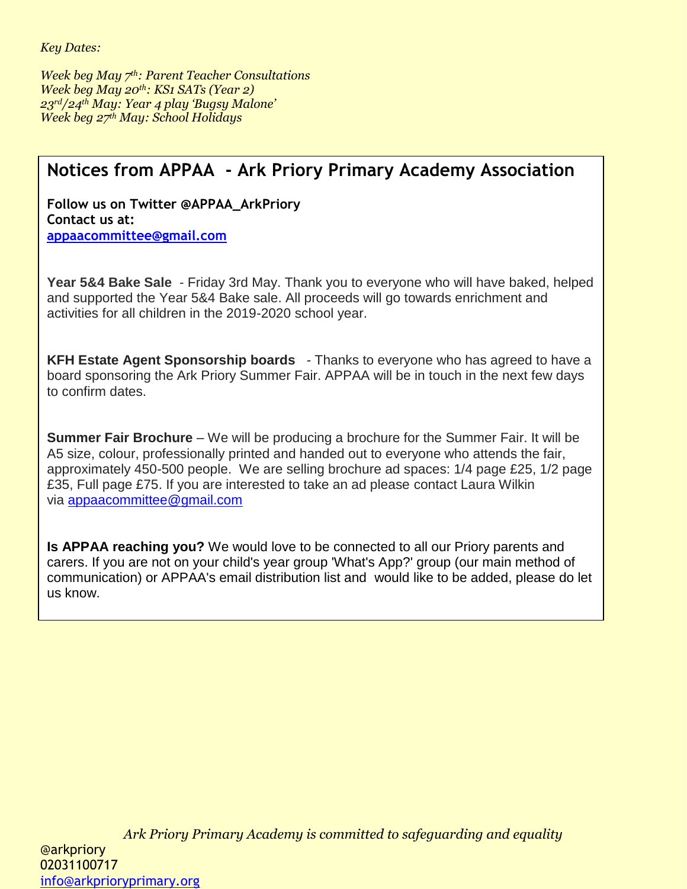*Key Dates:*

*Week beg May 7th: Parent Teacher Consultations*
*Week beg May 20th: KS1 SATs (Year 2)*
*23rd/24th May: Year 4 play 'Bugsy Malone'*
*Week beg 27th May: School Holidays*

## Notices from APPAA - Ark Priory Primary Academy Association

**Follow us on Twitter @APPAA_ArkPriory**
**Contact us at:**
**appaacommittee@gmail.com**

**Year 5&4 Bake Sale** - Friday 3rd May. Thank you to everyone who will have baked, helped and supported the Year 5&4 Bake sale. All proceeds will go towards enrichment and activities for all children in the 2019-2020 school year.

**KFH Estate Agent Sponsorship boards** - Thanks to everyone who has agreed to have a board sponsoring the Ark Priory Summer Fair. APPAA will be in touch in the next few days to confirm dates.

**Summer Fair Brochure** – We will be producing a brochure for the Summer Fair. It will be A5 size, colour, professionally printed and handed out to everyone who attends the fair, approximately 450-500 people. We are selling brochure ad spaces: 1/4 page £25, 1/2 page £35, Full page £75. If you are interested to take an ad please contact Laura Wilkin via appaacommittee@gmail.com

**Is APPAA reaching you?** We would love to be connected to all our Priory parents and carers. If you are not on your child's year group 'What's App?' group (our main method of communication) or APPAA's email distribution list and would like to be added, please do let us know.

*Ark Priory Primary Academy is committed to safeguarding and equality*

@arkpriory
02031100717
info@arkprioryprimary.org